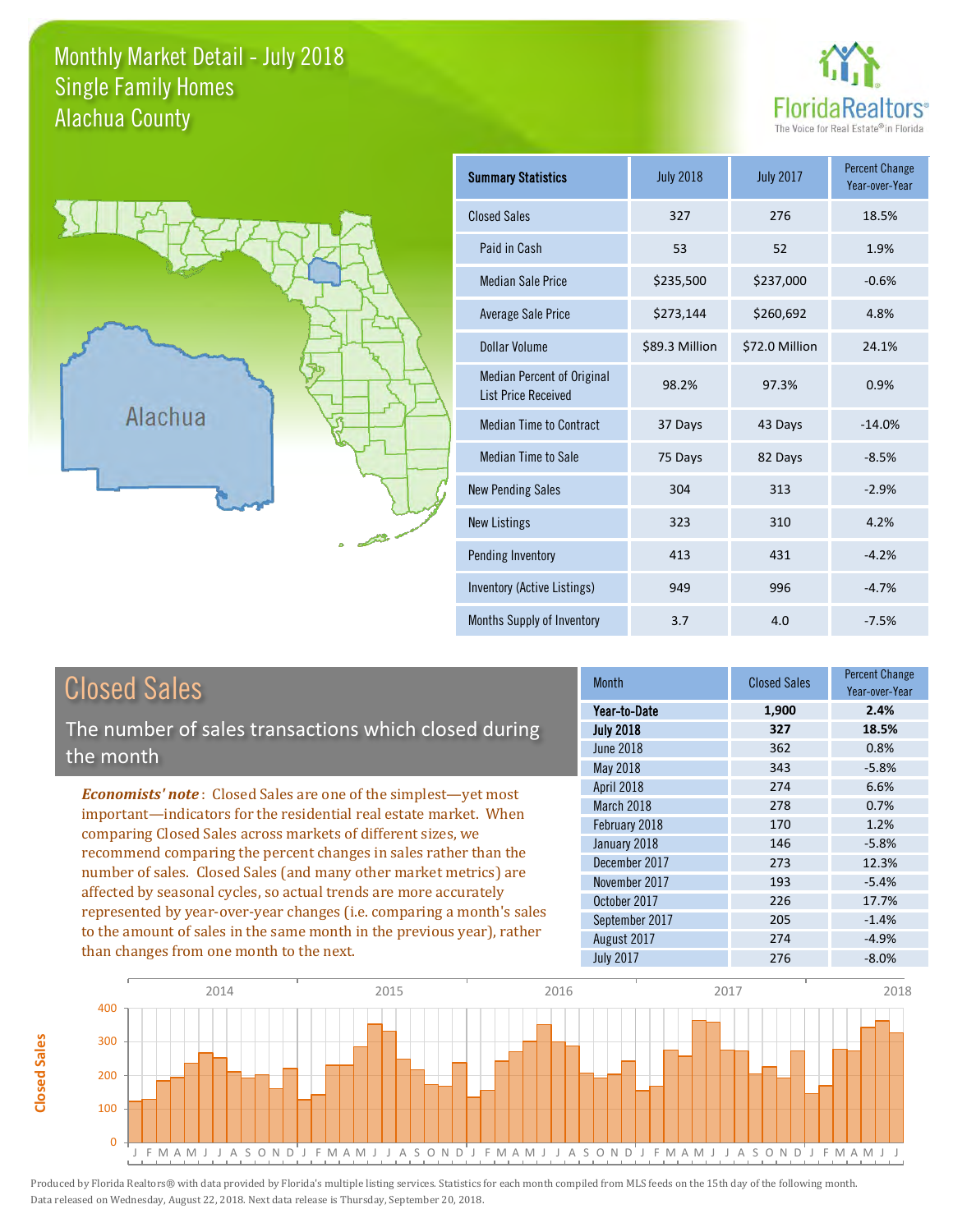# Monthly Market Detail - July 2018
## Single Family Homes
## Alachua County

| Summary Statistics | July 2018 | July 2017 | Percent Change Year-over-Year |
|---|---|---|---|
| Closed Sales | 327 | 276 | 18.5% |
| Paid in Cash | 53 | 52 | 1.9% |
| Median Sale Price | $235,500 | $237,000 | -0.6% |
| Average Sale Price | $273,144 | $260,692 | 4.8% |
| Dollar Volume | $89.3 Million | $72.0 Million | 24.1% |
| Median Percent of Original List Price Received | 98.2% | 97.3% | 0.9% |
| Median Time to Contract | 37 Days | 43 Days | -14.0% |
| Median Time to Sale | 75 Days | 82 Days | -8.5% |
| New Pending Sales | 304 | 313 | -2.9% |
| New Listings | 323 | 310 | 4.2% |
| Pending Inventory | 413 | 431 | -4.2% |
| Inventory (Active Listings) | 949 | 996 | -4.7% |
| Months Supply of Inventory | 3.7 | 4.0 | -7.5% |

## Closed Sales

The number of sales transactions which closed during the month

*Economists' note*: Closed Sales are one of the simplest—yet most important—indicators for the residential real estate market. When comparing Closed Sales across markets of different sizes, we recommend comparing the percent changes in sales rather than the number of sales. Closed Sales (and many other market metrics) are affected by seasonal cycles, so actual trends are more accurately represented by year-over-year changes (i.e. comparing a month's sales to the amount of sales in the same month in the previous year), rather than changes from one month to the next.

| Month | Closed Sales | Percent Change Year-over-Year |
|---|---|---|
| **Year-to-Date** | **1,900** | **2.4%** |
| **July 2018** | **327** | **18.5%** |
| June 2018 | 362 | 0.8% |
| May 2018 | 343 | -5.8% |
| April 2018 | 274 | 6.6% |
| March 2018 | 278 | 0.7% |
| February 2018 | 170 | 1.2% |
| January 2018 | 146 | -5.8% |
| December 2017 | 273 | 12.3% |
| November 2017 | 193 | -5.4% |
| October 2017 | 226 | 17.7% |
| September 2017 | 205 | -1.4% |
| August 2017 | 274 | -4.9% |
| July 2017 | 276 | -8.0% |

Produced by Florida Realtors® with data provided by Florida's multiple listing services. Statistics for each month compiled from MLS feeds on the 15th day of the following month. Data released on Wednesday, August 22, 2018. Next data release is Thursday, September 20, 2018.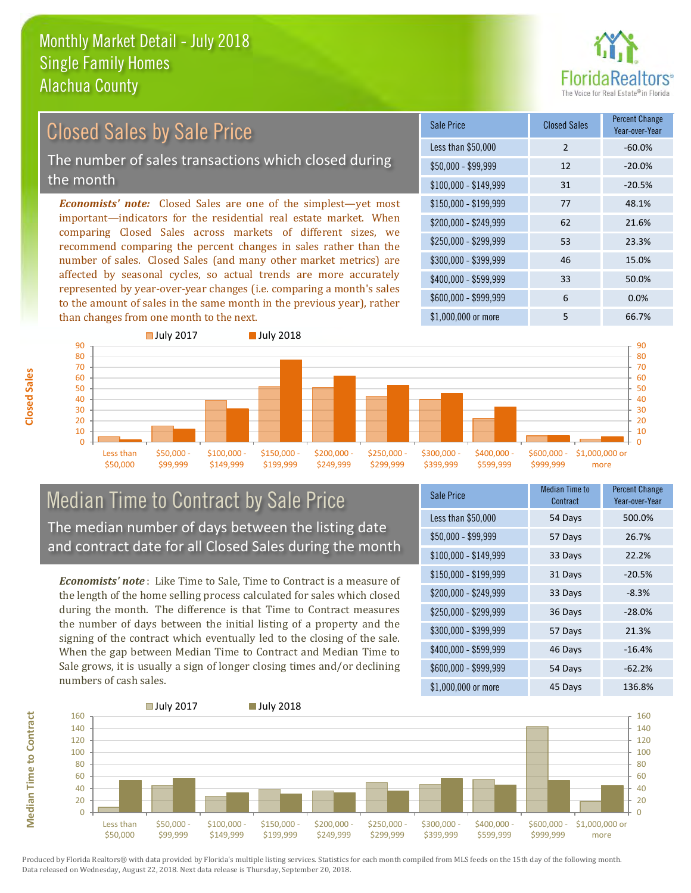# Monthly Market Detail - July 2018
## Single Family Homes
## Alachua County

## Closed Sales by Sale Price

The number of sales transactions which closed during the month

***Economists' note:*** Closed Sales are one of the simplest—yet most important—indicators for the residential real estate market. When comparing Closed Sales across markets of different sizes, we recommend comparing the percent changes in sales rather than the number of sales. Closed Sales (and many other market metrics) are affected by seasonal cycles, so actual trends are more accurately represented by year-over-year changes (i.e. comparing a month's sales to the amount of sales in the same month in the previous year), rather than changes from one month to the next.

| Sale Price | Closed Sales | Percent Change Year-over-Year |
|---|---|---|
| Less than $50,000 | 2 | -60.0% |
| $50,000 - $99,999 | 12 | -20.0% |
| $100,000 - $149,999 | 31 | -20.5% |
| $150,000 - $199,999 | 77 | 48.1% |
| $200,000 - $249,999 | 62 | 21.6% |
| $250,000 - $299,999 | 53 | 23.3% |
| $300,000 - $399,999 | 46 | 15.0% |
| $400,000 - $599,999 | 33 | 50.0% |
| $600,000 - $999,999 | 6 | 0.0% |
| $1,000,000 or more | 5 | 66.7% |

## Median Time to Contract by Sale Price

The median number of days between the listing date and contract date for all Closed Sales during the month

***Economists' note***: Like Time to Sale, Time to Contract is a measure of the length of the home selling process calculated for sales which closed during the month. The difference is that Time to Contract measures the number of days between the initial listing of a property and the signing of the contract which eventually led to the closing of the sale. When the gap between Median Time to Contract and Median Time to Sale grows, it is usually a sign of longer closing times and/or declining numbers of cash sales.

| Sale Price | Median Time to Contract | Percent Change Year-over-Year |
|---|---|---|
| Less than $50,000 | 54 Days | 500.0% |
| $50,000 - $99,999 | 57 Days | 26.7% |
| $100,000 - $149,999 | 33 Days | 22.2% |
| $150,000 - $199,999 | 31 Days | -20.5% |
| $200,000 - $249,999 | 33 Days | -8.3% |
| $250,000 - $299,999 | 36 Days | -28.0% |
| $300,000 - $399,999 | 57 Days | 21.3% |
| $400,000 - $599,999 | 46 Days | -16.4% |
| $600,000 - $999,999 | 54 Days | -62.2% |
| $1,000,000 or more | 45 Days | 136.8% |

Produced by Florida Realtors® with data provided by Florida's multiple listing services. Statistics for each month compiled from MLS feeds on the 15th day of the following month. Data released on Wednesday, August 22, 2018. Next data release is Thursday, September 20, 2018.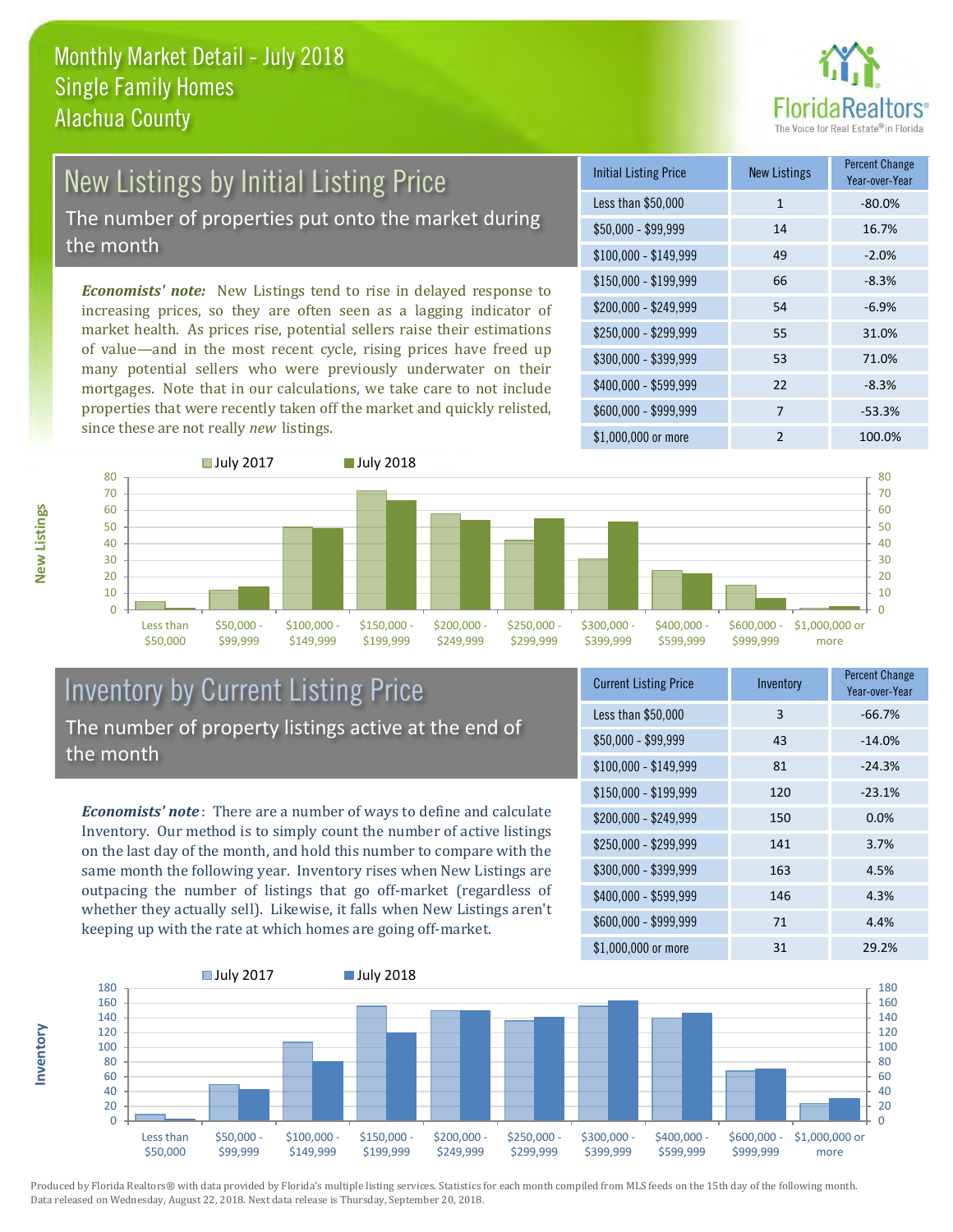# Monthly Market Detail - July 2018
## Single Family Homes
## Alachua County

## New Listings by Initial Listing Price

The number of properties put onto the market during the month

*Economists' note:* New Listings tend to rise in delayed response to increasing prices, so they are often seen as a lagging indicator of market health. As prices rise, potential sellers raise their estimations of value—and in the most recent cycle, rising prices have freed up many potential sellers who were previously underwater on their mortgages. Note that in our calculations, we take care to not include properties that were recently taken off the market and quickly relisted, since these are not really *new* listings.

| Initial Listing Price | New Listings | Percent Change Year-over-Year |
|---|---|---|
| Less than $50,000 | 1 | -80.0% |
| $50,000 - $99,999 | 14 | 16.7% |
| $100,000 - $149,999 | 49 | -2.0% |
| $150,000 - $199,999 | 66 | -8.3% |
| $200,000 - $249,999 | 54 | -6.9% |
| $250,000 - $299,999 | 55 | 31.0% |
| $300,000 - $399,999 | 53 | 71.0% |
| $400,000 - $599,999 | 22 | -8.3% |
| $600,000 - $999,999 | 7 | -53.3% |
| $1,000,000 or more | 2 | 100.0% |

## Inventory by Current Listing Price

The number of property listings active at the end of the month

*Economists' note*: There are a number of ways to define and calculate Inventory. Our method is to simply count the number of active listings on the last day of the month, and hold this number to compare with the same month the following year. Inventory rises when New Listings are outpacing the number of listings that go off-market (regardless of whether they actually sell). Likewise, it falls when New Listings aren't keeping up with the rate at which homes are going off-market.

| Current Listing Price | Inventory | Percent Change Year-over-Year |
|---|---|---|
| Less than $50,000 | 3 | -66.7% |
| $50,000 - $99,999 | 43 | -14.0% |
| $100,000 - $149,999 | 81 | -24.3% |
| $150,000 - $199,999 | 120 | -23.1% |
| $200,000 - $249,999 | 150 | 0.0% |
| $250,000 - $299,999 | 141 | 3.7% |
| $300,000 - $399,999 | 163 | 4.5% |
| $400,000 - $599,999 | 146 | 4.3% |
| $600,000 - $999,999 | 71 | 4.4% |
| $1,000,000 or more | 31 | 29.2% |

Produced by Florida Realtors® with data provided by Florida's multiple listing services. Statistics for each month compiled from MLS feeds on the 15th day of the following month. Data released on Wednesday, August 22, 2018. Next data release is Thursday, September 20, 2018.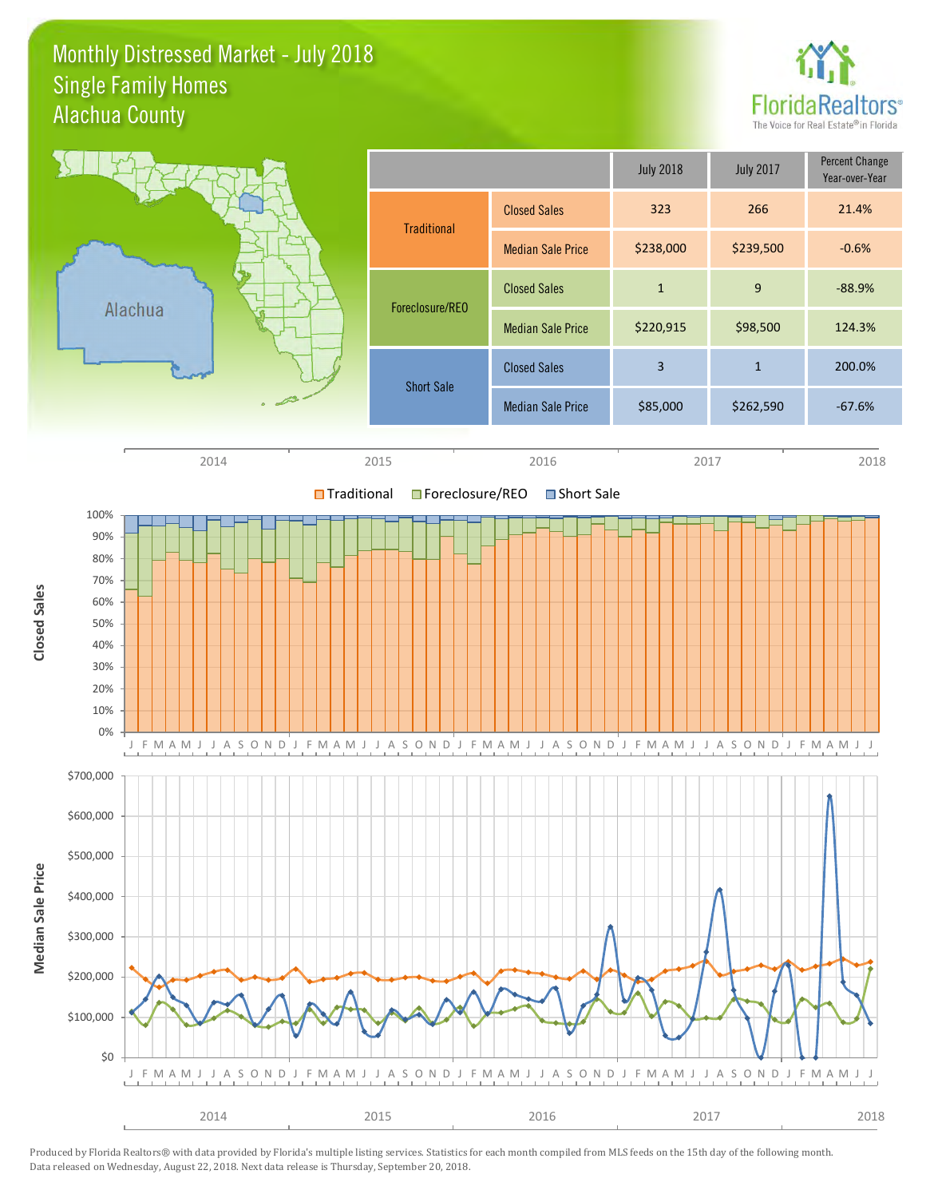# Monthly Distressed Market - July 2018
## Single Family Homes
## Alachua County

Alachua

| | | July 2018 | July 2017 | Percent Change Year-over-Year |
|---|---|---|---|---|
| Traditional | Closed Sales | 323 | 266 | 21.4% |
| | Median Sale Price | $238,000 | $239,500 | -0.6% |
| Foreclosure/REO | Closed Sales | 1 | 9 | -88.9% |
| | Median Sale Price | $220,915 | $98,500 | 124.3% |
| Short Sale | Closed Sales | 3 | 1 | 200.0% |
| | Median Sale Price | $85,000 | $262,590 | -67.6% |

2014 2015 2016 2017 2018

Traditional Foreclosure/REO Short Sale

Closed Sales

Median Sale Price

Produced by Florida Realtors® with data provided by Florida's multiple listing services. Statistics for each month compiled from MLS feeds on the 15th day of the following month. Data released on Wednesday, August 22, 2018. Next data release is Thursday, September 20, 2018.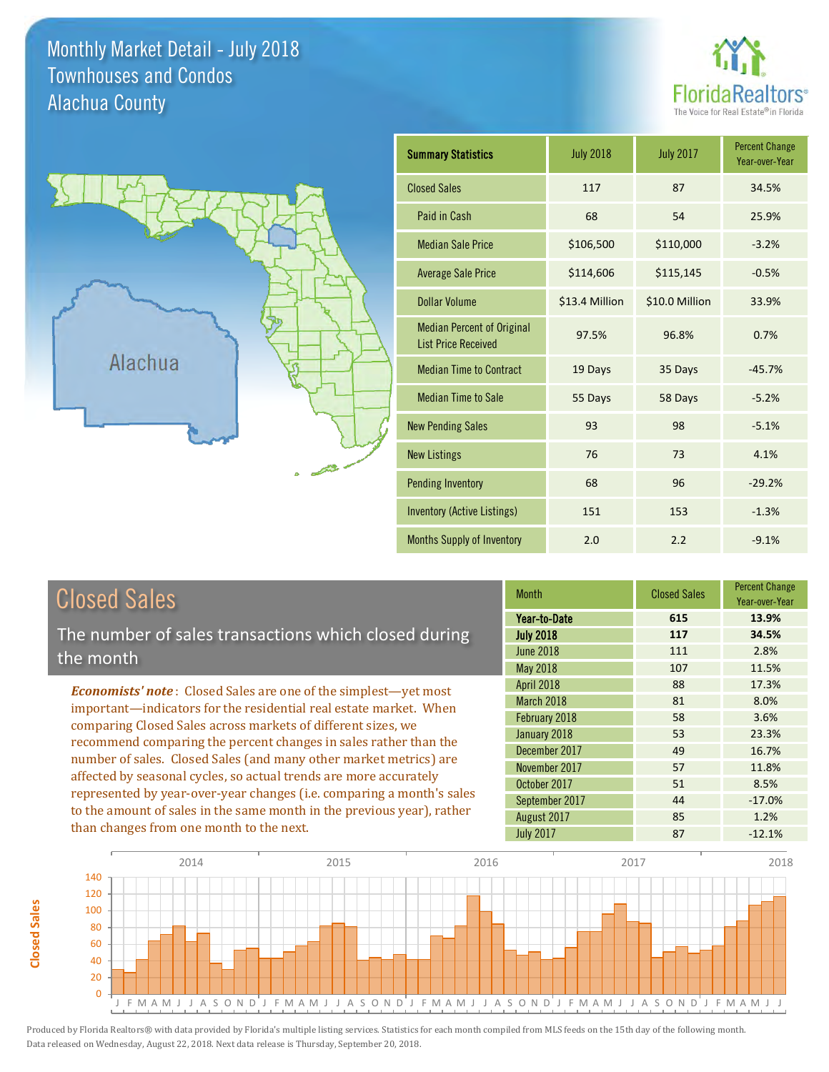# Monthly Market Detail - July 2018
## Townhouses and Condos
## Alachua County

FloridaRealtors® The Voice for Real Estate® in Florida

Alachua

| Summary Statistics | July 2018 | July 2017 | Percent Change Year-over-Year |
|---|---|---|---|
| Closed Sales | 117 | 87 | 34.5% |
| Paid in Cash | 68 | 54 | 25.9% |
| Median Sale Price | $106,500 | $110,000 | -3.2% |
| Average Sale Price | $114,606 | $115,145 | -0.5% |
| Dollar Volume | $13.4 Million | $10.0 Million | 33.9% |
| Median Percent of Original List Price Received | 97.5% | 96.8% | 0.7% |
| Median Time to Contract | 19 Days | 35 Days | -45.7% |
| Median Time to Sale | 55 Days | 58 Days | -5.2% |
| New Pending Sales | 93 | 98 | -5.1% |
| New Listings | 76 | 73 | 4.1% |
| Pending Inventory | 68 | 96 | -29.2% |
| Inventory (Active Listings) | 151 | 153 | -1.3% |
| Months Supply of Inventory | 2.0 | 2.2 | -9.1% |

## Closed Sales

The number of sales transactions which closed during the month

***Economists' note***: Closed Sales are one of the simplest—yet most important—indicators for the residential real estate market. When comparing Closed Sales across markets of different sizes, we recommend comparing the percent changes in sales rather than the number of sales. Closed Sales (and many other market metrics) are affected by seasonal cycles, so actual trends are more accurately represented by year-over-year changes (i.e. comparing a month's sales to the amount of sales in the same month in the previous year), rather than changes from one month to the next.

| Month | Closed Sales | Percent Change Year-over-Year |
|---|---|---|
| **Year-to-Date** | **615** | **13.9%** |
| **July 2018** | **117** | **34.5%** |
| June 2018 | 111 | 2.8% |
| May 2018 | 107 | 11.5% |
| April 2018 | 88 | 17.3% |
| March 2018 | 81 | 8.0% |
| February 2018 | 58 | 3.6% |
| January 2018 | 53 | 23.3% |
| December 2017 | 49 | 16.7% |
| November 2017 | 57 | 11.8% |
| October 2017 | 51 | 8.5% |
| September 2017 | 44 | -17.0% |
| August 2017 | 85 | 1.2% |
| July 2017 | 87 | -12.1% |

Produced by Florida Realtors® with data provided by Florida's multiple listing services. Statistics for each month compiled from MLS feeds on the 15th day of the following month. Data released on Wednesday, August 22, 2018. Next data release is Thursday, September 20, 2018.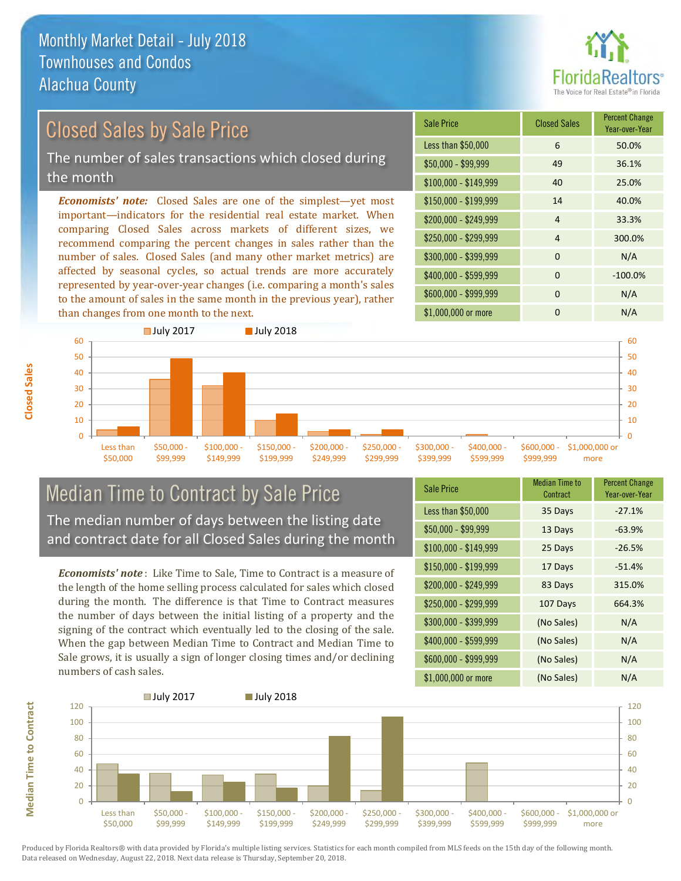# Monthly Market Detail - July 2018
## Townhouses and Condos
## Alachua County

## Closed Sales by Sale Price

The number of sales transactions which closed during the month

***Economists' note:*** Closed Sales are one of the simplest—yet most important—indicators for the residential real estate market. When comparing Closed Sales across markets of different sizes, we recommend comparing the percent changes in sales rather than the number of sales. Closed Sales (and many other market metrics) are affected by seasonal cycles, so actual trends are more accurately represented by year-over-year changes (i.e. comparing a month's sales to the amount of sales in the same month in the previous year), rather than changes from one month to the next.

| Sale Price | Closed Sales | Percent Change Year-over-Year |
|---|---|---|
| Less than $50,000 | 6 | 50.0% |
| $50,000 - $99,999 | 49 | 36.1% |
| $100,000 - $149,999 | 40 | 25.0% |
| $150,000 - $199,999 | 14 | 40.0% |
| $200,000 - $249,999 | 4 | 33.3% |
| $250,000 - $299,999 | 4 | 300.0% |
| $300,000 - $399,999 | 0 | N/A |
| $400,000 - $599,999 | 0 | -100.0% |
| $600,000 - $999,999 | 0 | N/A |
| $1,000,000 or more | 0 | N/A |

## Median Time to Contract by Sale Price

The median number of days between the listing date and contract date for all Closed Sales during the month

***Economists' note*** : Like Time to Sale, Time to Contract is a measure of the length of the home selling process calculated for sales which closed during the month. The difference is that Time to Contract measures the number of days between the initial listing of a property and the signing of the contract which eventually led to the closing of the sale. When the gap between Median Time to Contract and Median Time to Sale grows, it is usually a sign of longer closing times and/or declining numbers of cash sales.

| Sale Price | Median Time to Contract | Percent Change Year-over-Year |
|---|---|---|
| Less than $50,000 | 35 Days | -27.1% |
| $50,000 - $99,999 | 13 Days | -63.9% |
| $100,000 - $149,999 | 25 Days | -26.5% |
| $150,000 - $199,999 | 17 Days | -51.4% |
| $200,000 - $249,999 | 83 Days | 315.0% |
| $250,000 - $299,999 | 107 Days | 664.3% |
| $300,000 - $399,999 | (No Sales) | N/A |
| $400,000 - $599,999 | (No Sales) | N/A |
| $600,000 - $999,999 | (No Sales) | N/A |
| $1,000,000 or more | (No Sales) | N/A |

Produced by Florida Realtors® with data provided by Florida's multiple listing services. Statistics for each month compiled from MLS feeds on the 15th day of the following month. Data released on Wednesday, August 22, 2018. Next data release is Thursday, September 20, 2018.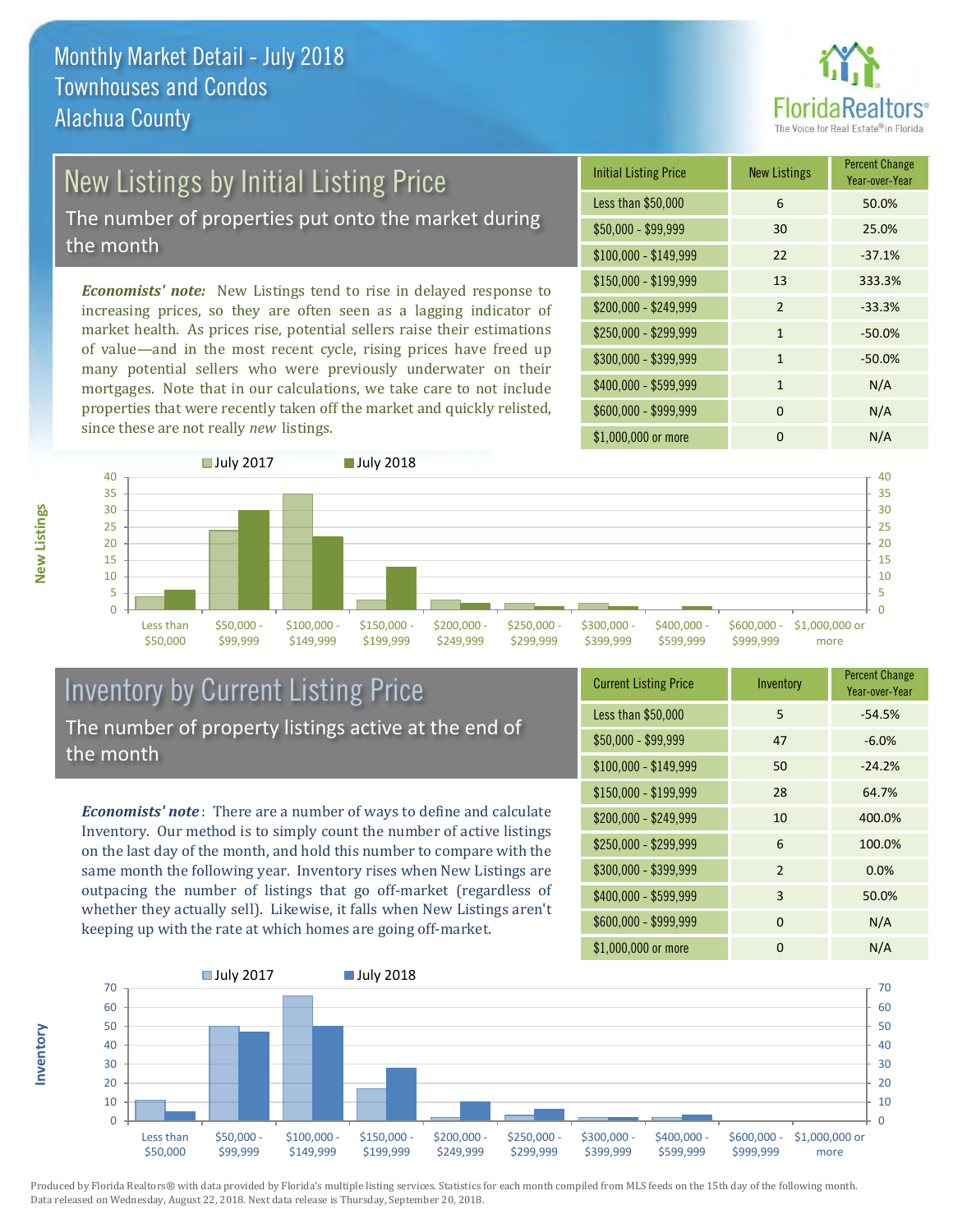# Monthly Market Detail - July 2018
## Townhouses and Condos
## Alachua County

## New Listings by Initial Listing Price

The number of properties put onto the market during the month

*Economists' note:* New Listings tend to rise in delayed response to increasing prices, so they are often seen as a lagging indicator of market health. As prices rise, potential sellers raise their estimations of value—and in the most recent cycle, rising prices have freed up many potential sellers who were previously underwater on their mortgages. Note that in our calculations, we take care to not include properties that were recently taken off the market and quickly relisted, since these are not really *new* listings.

| Initial Listing Price | New Listings | Percent Change Year-over-Year |
|---|---|---|
| Less than $50,000 | 6 | 50.0% |
| $50,000 - $99,999 | 30 | 25.0% |
| $100,000 - $149,999 | 22 | -37.1% |
| $150,000 - $199,999 | 13 | 333.3% |
| $200,000 - $249,999 | 2 | -33.3% |
| $250,000 - $299,999 | 1 | -50.0% |
| $300,000 - $399,999 | 1 | -50.0% |
| $400,000 - $599,999 | 1 | N/A |
| $600,000 - $999,999 | 0 | N/A |
| $1,000,000 or more | 0 | N/A |

## Inventory by Current Listing Price

The number of property listings active at the end of the month

*Economists' note*: There are a number of ways to define and calculate Inventory. Our method is to simply count the number of active listings on the last day of the month, and hold this number to compare with the same month the following year. Inventory rises when New Listings are outpacing the number of listings that go off-market (regardless of whether they actually sell). Likewise, it falls when New Listings aren't keeping up with the rate at which homes are going off-market.

| Current Listing Price | Inventory | Percent Change Year-over-Year |
|---|---|---|
| Less than $50,000 | 5 | -54.5% |
| $50,000 - $99,999 | 47 | -6.0% |
| $100,000 - $149,999 | 50 | -24.2% |
| $150,000 - $199,999 | 28 | 64.7% |
| $200,000 - $249,999 | 10 | 400.0% |
| $250,000 - $299,999 | 6 | 100.0% |
| $300,000 - $399,999 | 2 | 0.0% |
| $400,000 - $599,999 | 3 | 50.0% |
| $600,000 - $999,999 | 0 | N/A |
| $1,000,000 or more | 0 | N/A |

Produced by Florida Realtors® with data provided by Florida's multiple listing services. Statistics for each month compiled from MLS feeds on the 15th day of the following month. Data released on Wednesday, August 22, 2018. Next data release is Thursday, September 20, 2018.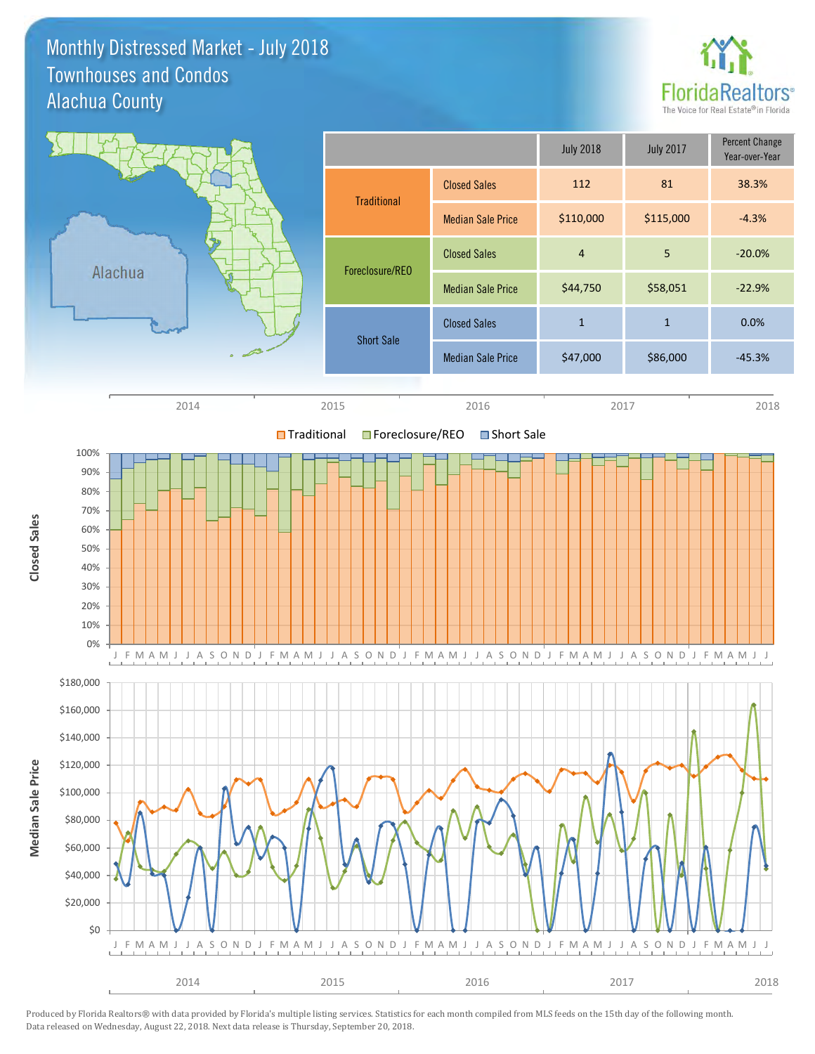# Monthly Distressed Market - July 2018
## Townhouses and Condos
## Alachua County

| | | July 2018 | July 2017 | Percent Change Year-over-Year |
|---|---|---|---|---|
| Traditional | Closed Sales | 112 | 81 | 38.3% |
| | Median Sale Price | $110,000 | $115,000 | -4.3% |
| Foreclosure/REO | Closed Sales | 4 | 5 | -20.0% |
| | Median Sale Price | $44,750 | $58,051 | -22.9% |
| Short Sale | Closed Sales | 1 | 1 | 0.0% |
| | Median Sale Price | $47,000 | $86,000 | -45.3% |

Produced by Florida Realtors® with data provided by Florida's multiple listing services. Statistics for each month compiled from MLS feeds on the 15th day of the following month. Data released on Wednesday, August 22, 2018. Next data release is Thursday, September 20, 2018.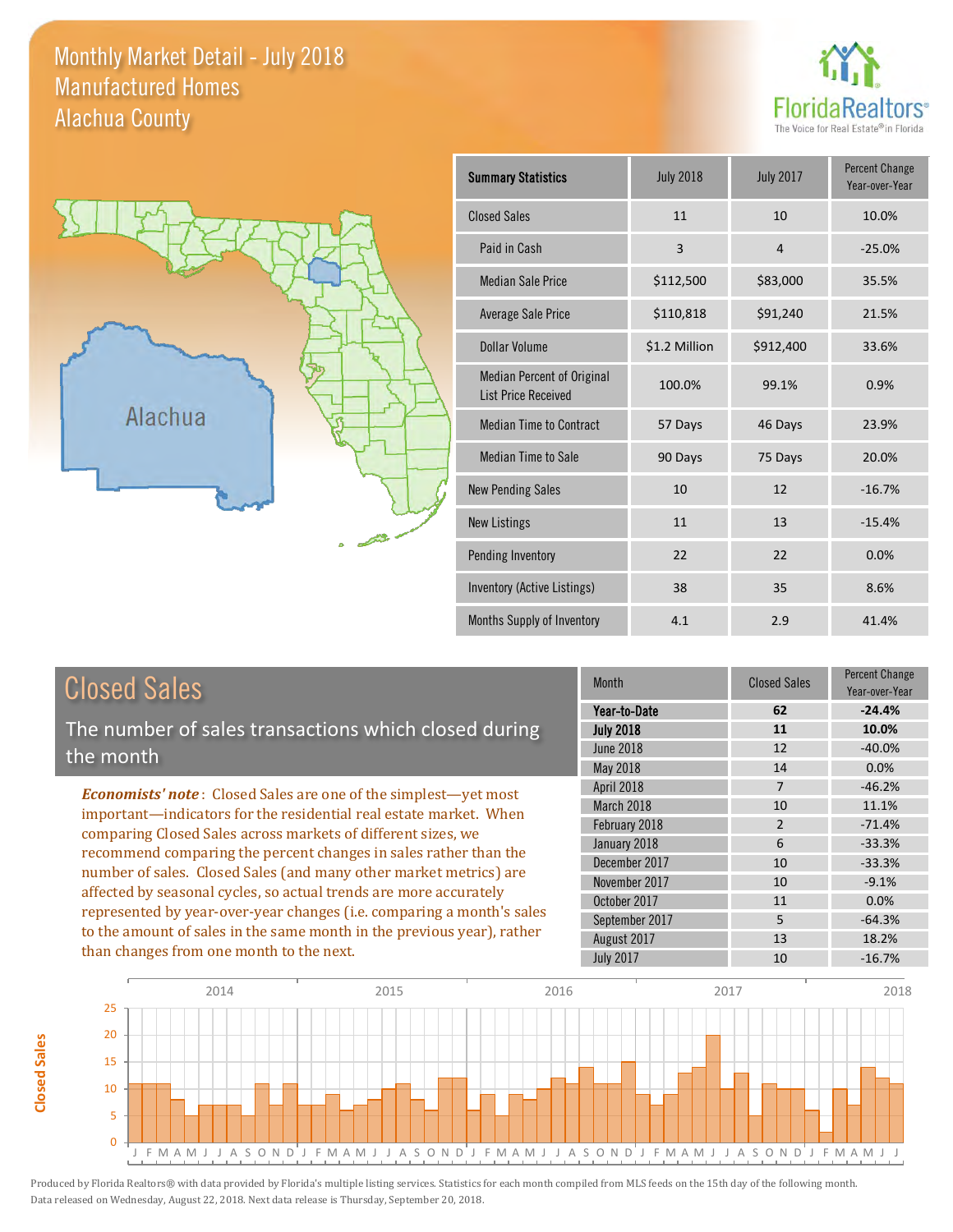# Monthly Market Detail - July 2018
## Manufactured Homes
## Alachua County

| Summary Statistics | July 2018 | July 2017 | Percent Change Year-over-Year |
|---|---|---|---|
| Closed Sales | 11 | 10 | 10.0% |
| Paid in Cash | 3 | 4 | -25.0% |
| Median Sale Price | $112,500 | $83,000 | 35.5% |
| Average Sale Price | $110,818 | $91,240 | 21.5% |
| Dollar Volume | $1.2 Million | $912,400 | 33.6% |
| Median Percent of Original List Price Received | 100.0% | 99.1% | 0.9% |
| Median Time to Contract | 57 Days | 46 Days | 23.9% |
| Median Time to Sale | 90 Days | 75 Days | 20.0% |
| New Pending Sales | 10 | 12 | -16.7% |
| New Listings | 11 | 13 | -15.4% |
| Pending Inventory | 22 | 22 | 0.0% |
| Inventory (Active Listings) | 38 | 35 | 8.6% |
| Months Supply of Inventory | 4.1 | 2.9 | 41.4% |

## Closed Sales

The number of sales transactions which closed during the month

*Economists' note*: Closed Sales are one of the simplest—yet most important—indicators for the residential real estate market. When comparing Closed Sales across markets of different sizes, we recommend comparing the percent changes in sales rather than the number of sales. Closed Sales (and many other market metrics) are affected by seasonal cycles, so actual trends are more accurately represented by year-over-year changes (i.e. comparing a month's sales to the amount of sales in the same month in the previous year), rather than changes from one month to the next.

| Month | Closed Sales | Percent Change Year-over-Year |
|---|---|---|
| **Year-to-Date** | **62** | **-24.4%** |
| **July 2018** | **11** | **10.0%** |
| June 2018 | 12 | -40.0% |
| May 2018 | 14 | 0.0% |
| April 2018 | 7 | -46.2% |
| March 2018 | 10 | 11.1% |
| February 2018 | 2 | -71.4% |
| January 2018 | 6 | -33.3% |
| December 2017 | 10 | -33.3% |
| November 2017 | 10 | -9.1% |
| October 2017 | 11 | 0.0% |
| September 2017 | 5 | -64.3% |
| August 2017 | 13 | 18.2% |
| July 2017 | 10 | -16.7% |

Produced by Florida Realtors® with data provided by Florida's multiple listing services. Statistics for each month compiled from MLS feeds on the 15th day of the following month. Data released on Wednesday, August 22, 2018. Next data release is Thursday, September 20, 2018.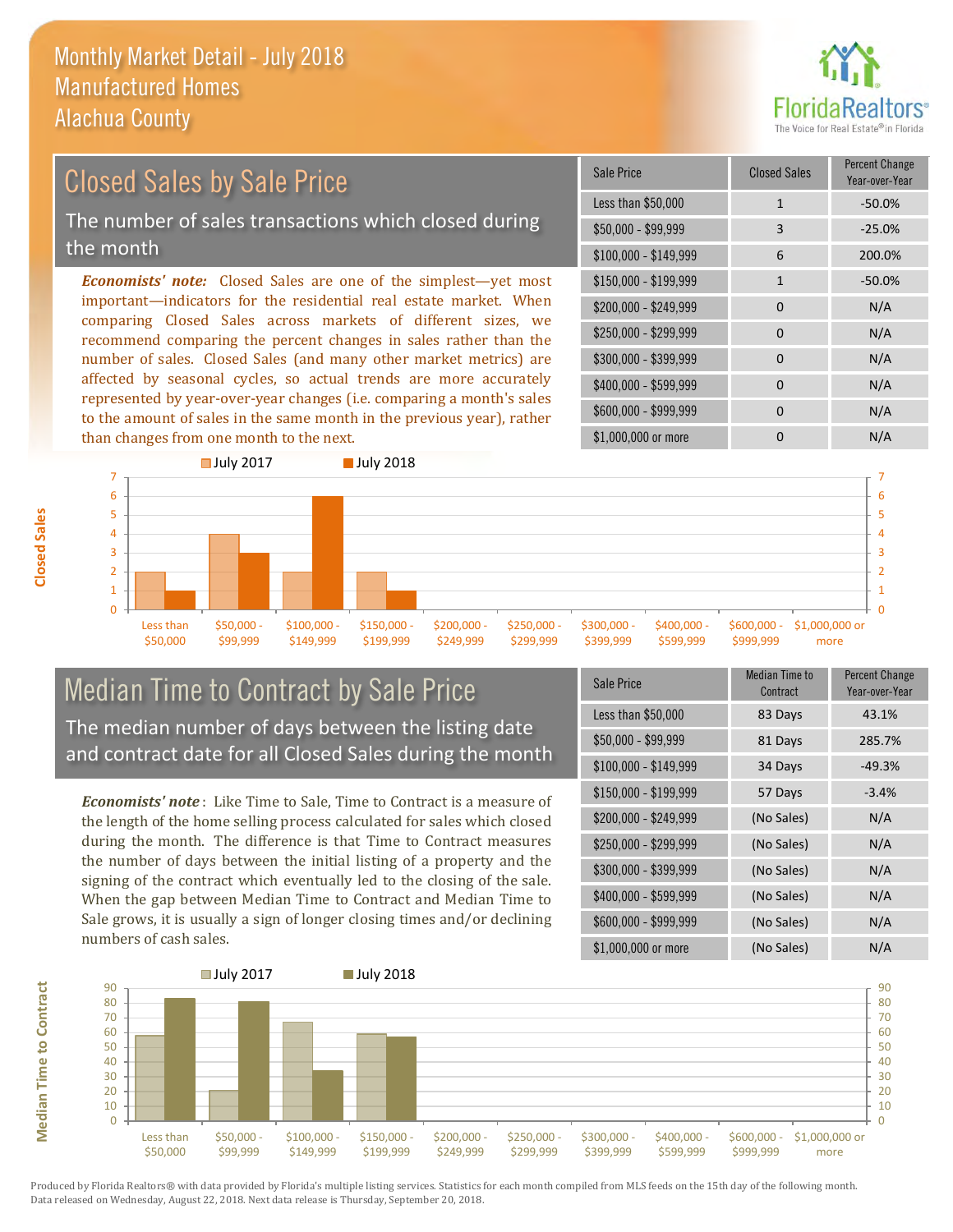# Monthly Market Detail - July 2018
## Manufactured Homes
## Alachua County

## Closed Sales by Sale Price

The number of sales transactions which closed during the month

***Economists' note:*** Closed Sales are one of the simplest—yet most important—indicators for the residential real estate market. When comparing Closed Sales across markets of different sizes, we recommend comparing the percent changes in sales rather than the number of sales. Closed Sales (and many other market metrics) are affected by seasonal cycles, so actual trends are more accurately represented by year-over-year changes (i.e. comparing a month's sales to the amount of sales in the same month in the previous year), rather than changes from one month to the next.

| Sale Price | Closed Sales | Percent Change Year-over-Year |
|---|---|---|
| Less than $50,000 | 1 | -50.0% |
| $50,000 - $99,999 | 3 | -25.0% |
| $100,000 - $149,999 | 6 | 200.0% |
| $150,000 - $199,999 | 1 | -50.0% |
| $200,000 - $249,999 | 0 | N/A |
| $250,000 - $299,999 | 0 | N/A |
| $300,000 - $399,999 | 0 | N/A |
| $400,000 - $599,999 | 0 | N/A |
| $600,000 - $999,999 | 0 | N/A |
| $1,000,000 or more | 0 | N/A |

## Median Time to Contract by Sale Price

The median number of days between the listing date and contract date for all Closed Sales during the month

***Economists' note*** : Like Time to Sale, Time to Contract is a measure of the length of the home selling process calculated for sales which closed during the month. The difference is that Time to Contract measures the number of days between the initial listing of a property and the signing of the contract which eventually led to the closing of the sale. When the gap between Median Time to Contract and Median Time to Sale grows, it is usually a sign of longer closing times and/or declining numbers of cash sales.

| Sale Price | Median Time to Contract | Percent Change Year-over-Year |
|---|---|---|
| Less than $50,000 | 83 Days | 43.1% |
| $50,000 - $99,999 | 81 Days | 285.7% |
| $100,000 - $149,999 | 34 Days | -49.3% |
| $150,000 - $199,999 | 57 Days | -3.4% |
| $200,000 - $249,999 | (No Sales) | N/A |
| $250,000 - $299,999 | (No Sales) | N/A |
| $300,000 - $399,999 | (No Sales) | N/A |
| $400,000 - $599,999 | (No Sales) | N/A |
| $600,000 - $999,999 | (No Sales) | N/A |
| $1,000,000 or more | (No Sales) | N/A |

Produced by Florida Realtors® with data provided by Florida's multiple listing services. Statistics for each month compiled from MLS feeds on the 15th day of the following month. Data released on Wednesday, August 22, 2018. Next data release is Thursday, September 20, 2018.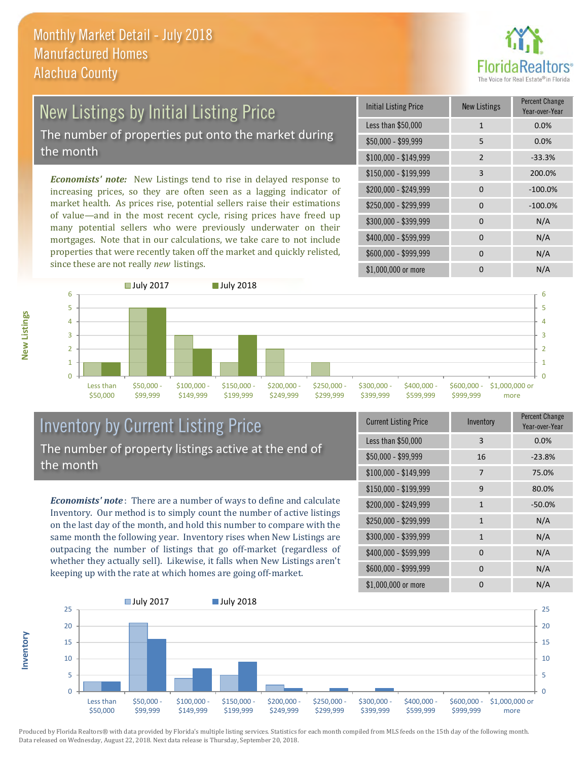# Monthly Market Detail - July 2018
## Manufactured Homes
## Alachua County

## New Listings by Initial Listing Price

The number of properties put onto the market during the month

*Economists' note:* New Listings tend to rise in delayed response to increasing prices, so they are often seen as a lagging indicator of market health. As prices rise, potential sellers raise their estimations of value—and in the most recent cycle, rising prices have freed up many potential sellers who were previously underwater on their mortgages. Note that in our calculations, we take care to not include properties that were recently taken off the market and quickly relisted, since these are not really *new* listings.

| Initial Listing Price | New Listings | Percent Change Year-over-Year |
|---|---|---|
| Less than $50,000 | 1 | 0.0% |
| $50,000 - $99,999 | 5 | 0.0% |
| $100,000 - $149,999 | 2 | -33.3% |
| $150,000 - $199,999 | 3 | 200.0% |
| $200,000 - $249,999 | 0 | -100.0% |
| $250,000 - $299,999 | 0 | -100.0% |
| $300,000 - $399,999 | 0 | N/A |
| $400,000 - $599,999 | 0 | N/A |
| $600,000 - $999,999 | 0 | N/A |
| $1,000,000 or more | 0 | N/A |

## Inventory by Current Listing Price

The number of property listings active at the end of the month

*Economists' note*: There are a number of ways to define and calculate Inventory. Our method is to simply count the number of active listings on the last day of the month, and hold this number to compare with the same month the following year. Inventory rises when New Listings are outpacing the number of listings that go off-market (regardless of whether they actually sell). Likewise, it falls when New Listings aren't keeping up with the rate at which homes are going off-market.

| Current Listing Price | Inventory | Percent Change Year-over-Year |
|---|---|---|
| Less than $50,000 | 3 | 0.0% |
| $50,000 - $99,999 | 16 | -23.8% |
| $100,000 - $149,999 | 7 | 75.0% |
| $150,000 - $199,999 | 9 | 80.0% |
| $200,000 - $249,999 | 1 | -50.0% |
| $250,000 - $299,999 | 1 | N/A |
| $300,000 - $399,999 | 1 | N/A |
| $400,000 - $599,999 | 0 | N/A |
| $600,000 - $999,999 | 0 | N/A |
| $1,000,000 or more | 0 | N/A |

Produced by Florida Realtors® with data provided by Florida's multiple listing services. Statistics for each month compiled from MLS feeds on the 15th day of the following month. Data released on Wednesday, August 22, 2018. Next data release is Thursday, September 20, 2018.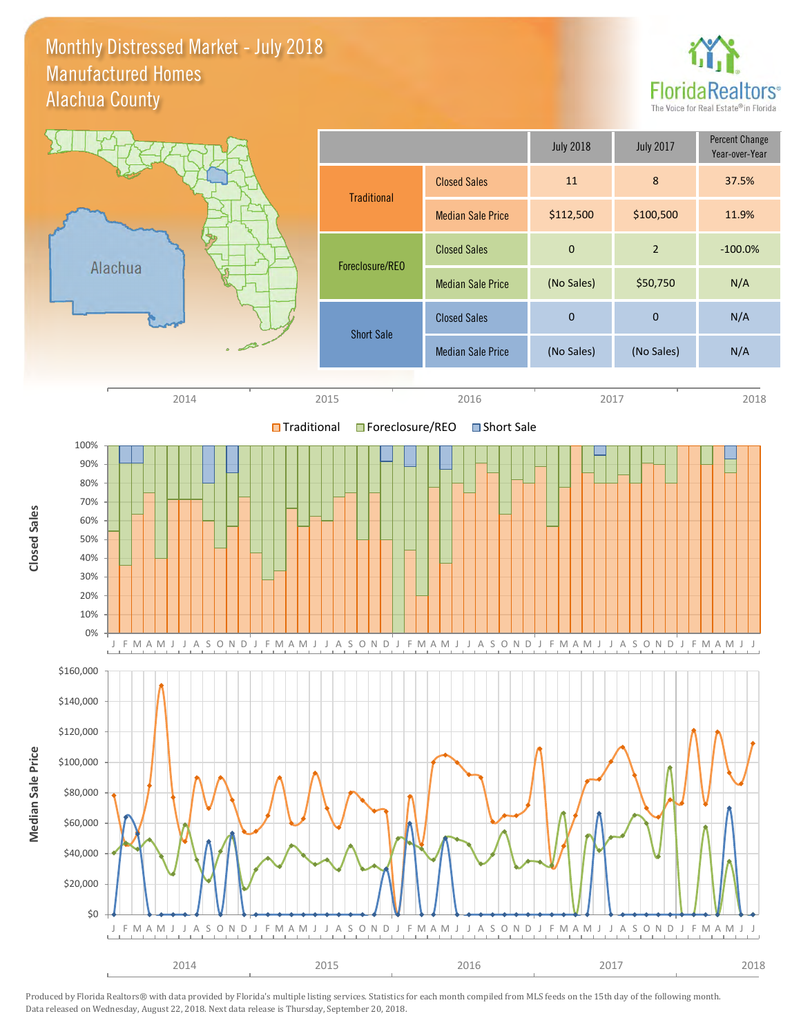# Monthly Distressed Market - July 2018
## Manufactured Homes
## Alachua County

Alachua

FloridaRealtors®
The Voice for Real Estate® in Florida

| | | July 2018 | July 2017 | Percent Change Year-over-Year |
|---|---|---|---|---|
| Traditional | Closed Sales | 11 | 8 | 37.5% |
| | Median Sale Price | $112,500 | $100,500 | 11.9% |
| Foreclosure/REO | Closed Sales | 0 | 2 | -100.0% |
| | Median Sale Price | (No Sales) | $50,750 | N/A |
| Short Sale | Closed Sales | 0 | 0 | N/A |
| | Median Sale Price | (No Sales) | (No Sales) | N/A |

2014 2015 2016 2017 2018

Traditional Foreclosure/REO Short Sale

Closed Sales

100% 90% 80% 70% 60% 50% 40% 30% 20% 10% 0%

J F M A M J J A S O N D J F M A M J J A S O N D J F M A M J J A S O N D J F M A M J J A S O N D J F M A M J J

Median Sale Price

$160,000 $140,000 $120,000 $100,000 $80,000 $60,000 $40,000 $20,000 $0

J F M A M J J A S O N D J F M A M J J A S O N D J F M A M J J A S O N D J F M A M J J A S O N D J F M A M J J

2014 2015 2016 2017 2018

Produced by Florida Realtors® with data provided by Florida's multiple listing services. Statistics for each month compiled from MLS feeds on the 15th day of the following month.
Data released on Wednesday, August 22, 2018. Next data release is Thursday, September 20, 2018.